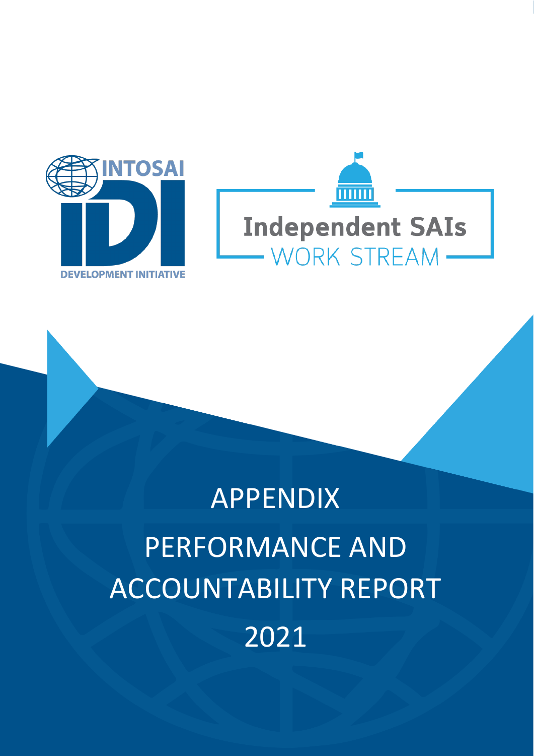INTOSAI

IDI

DEVELOPMENT INITIATIVE

Independent SAIs

WORK STREAM

# APPENDIX

# PERFORMANCE AND ACCOUNTABILITY REPORT

# 2021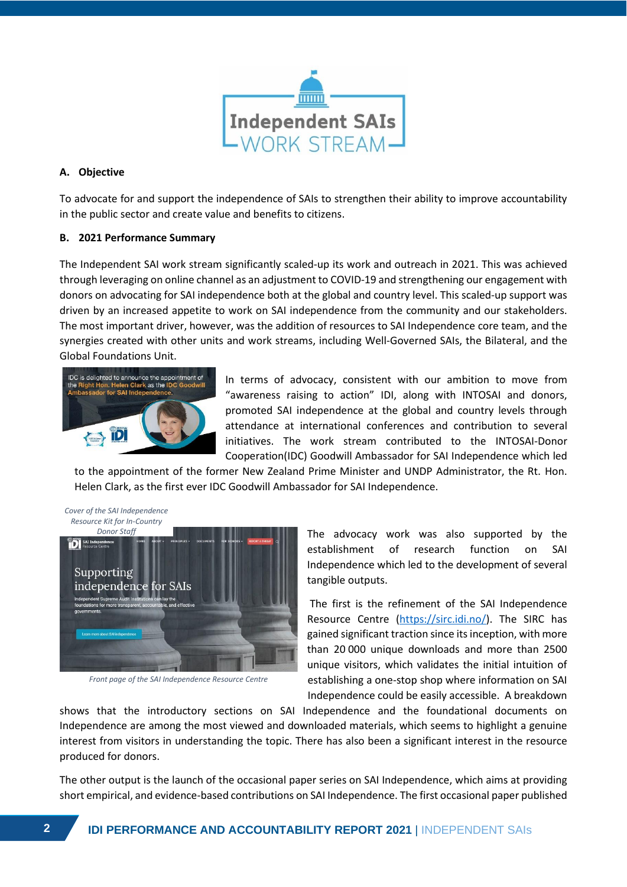## A. Objective

To advocate for and support the independence of SAIs to strengthen their ability to improve accountability in the public sector and create value and benefits to citizens.

## B. 2021 Performance Summary

The Independent SAI work stream significantly scaled-up its work and outreach in 2021. This was achieved through leveraging on online channel as an adjustment to COVID-19 and strengthening our engagement with donors on advocating for SAI independence both at the global and country level. This scaled-up support was driven by an increased appetite to work on SAI independence from the community and our stakeholders. The most important driver, however, was the addition of resources to SAI Independence core team, and the synergies created with other units and work streams, including Well-Governed SAIs, the Bilateral, and the Global Foundations Unit.

In terms of advocacy, consistent with our ambition to move from "awareness raising to action" IDI, along with INTOSAI and donors, promoted SAI independence at the global and country levels through attendance at international conferences and contribution to several initiatives. The work stream contributed to the INTOSAI-Donor Cooperation(IDC) Goodwill Ambassador for SAI Independence which led to the appointment of the former New Zealand Prime Minister and UNDP Administrator, the Rt. Hon. Helen Clark, as the first ever IDC Goodwill Ambassador for SAI Independence.

*Cover of the SAI Independence Resource Kit for In-Country Donor Staff*

*Front page of the SAI Independence Resource Centre*

The advocacy work was also supported by the establishment of research function on SAI Independence which led to the development of several tangible outputs.

The first is the refinement of the SAI Independence Resource Centre (https://sirc.idi.no/). The SIRC has gained significant traction since its inception, with more than 20 000 unique downloads and more than 2500 unique visitors, which validates the initial intuition of establishing a one-stop shop where information on SAI Independence could be easily accessible. A breakdown shows that the introductory sections on SAI Independence and the foundational documents on Independence are among the most viewed and downloaded materials, which seems to highlight a genuine interest from visitors in understanding the topic. There has also been a significant interest in the resource produced for donors.

The other output is the launch of the occasional paper series on SAI Independence, which aims at providing short empirical, and evidence-based contributions on SAI Independence. The first occasional paper published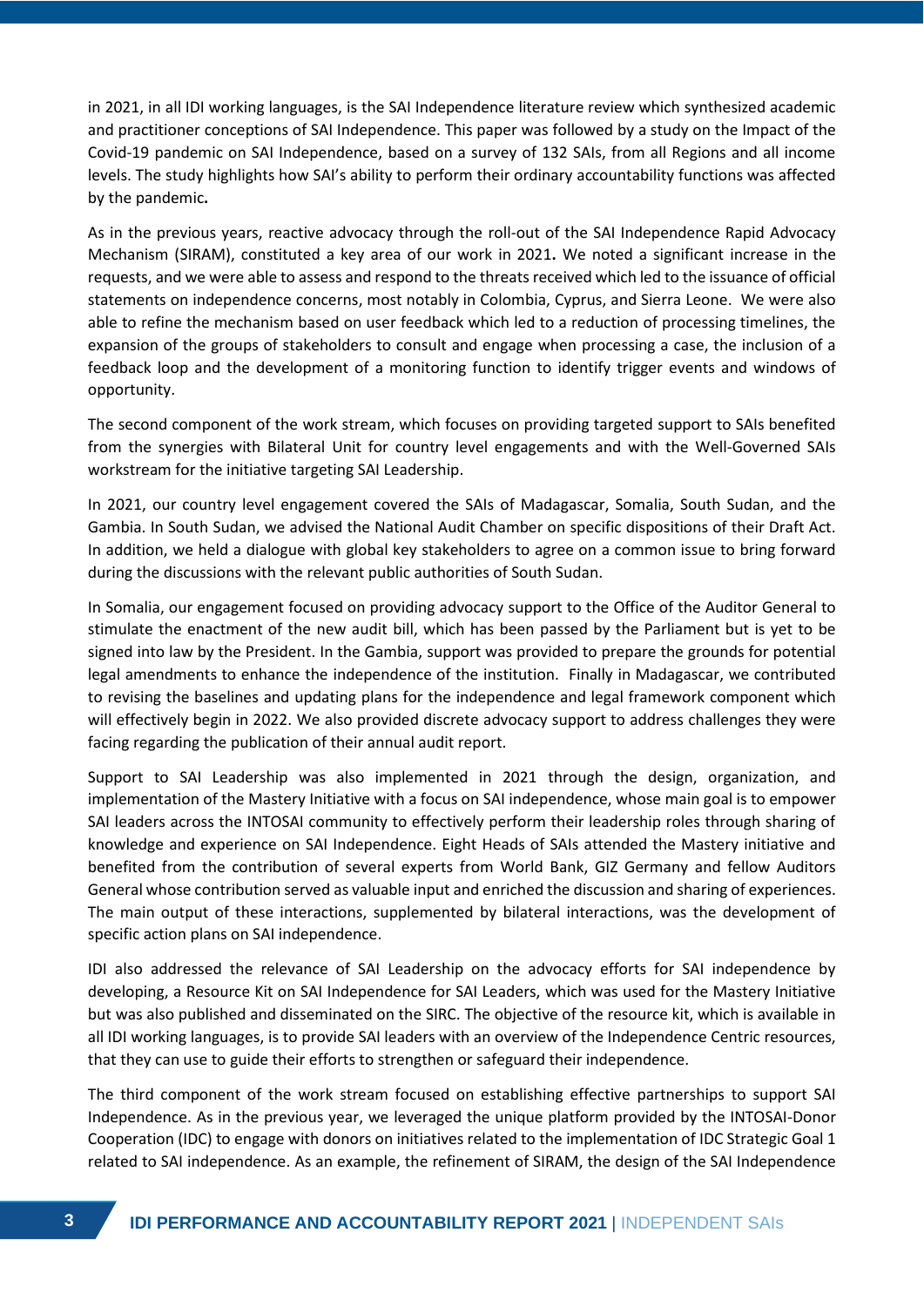in 2021, in all IDI working languages, is the SAI Independence literature review which synthesized academic and practitioner conceptions of SAI Independence. This paper was followed by a study on the Impact of the Covid-19 pandemic on SAI Independence, based on a survey of 132 SAIs, from all Regions and all income levels. The study highlights how SAI's ability to perform their ordinary accountability functions was affected by the pandemic**.**

As in the previous years, reactive advocacy through the roll-out of the SAI Independence Rapid Advocacy Mechanism (SIRAM), constituted a key area of our work in 2021**.** We noted a significant increase in the requests, and we were able to assess and respond to the threats received which led to the issuance of official statements on independence concerns, most notably in Colombia, Cyprus, and Sierra Leone. We were also able to refine the mechanism based on user feedback which led to a reduction of processing timelines, the expansion of the groups of stakeholders to consult and engage when processing a case, the inclusion of a feedback loop and the development of a monitoring function to identify trigger events and windows of opportunity.

The second component of the work stream, which focuses on providing targeted support to SAIs benefited from the synergies with Bilateral Unit for country level engagements and with the Well-Governed SAIs workstream for the initiative targeting SAI Leadership.

In 2021, our country level engagement covered the SAIs of Madagascar, Somalia, South Sudan, and the Gambia. In South Sudan, we advised the National Audit Chamber on specific dispositions of their Draft Act. In addition, we held a dialogue with global key stakeholders to agree on a common issue to bring forward during the discussions with the relevant public authorities of South Sudan.

In Somalia, our engagement focused on providing advocacy support to the Office of the Auditor General to stimulate the enactment of the new audit bill, which has been passed by the Parliament but is yet to be signed into law by the President. In the Gambia, support was provided to prepare the grounds for potential legal amendments to enhance the independence of the institution. Finally in Madagascar, we contributed to revising the baselines and updating plans for the independence and legal framework component which will effectively begin in 2022. We also provided discrete advocacy support to address challenges they were facing regarding the publication of their annual audit report.

Support to SAI Leadership was also implemented in 2021 through the design, organization, and implementation of the Mastery Initiative with a focus on SAI independence, whose main goal is to empower SAI leaders across the INTOSAI community to effectively perform their leadership roles through sharing of knowledge and experience on SAI Independence. Eight Heads of SAIs attended the Mastery initiative and benefited from the contribution of several experts from World Bank, GIZ Germany and fellow Auditors General whose contribution served as valuable input and enriched the discussion and sharing of experiences. The main output of these interactions, supplemented by bilateral interactions, was the development of specific action plans on SAI independence.

IDI also addressed the relevance of SAI Leadership on the advocacy efforts for SAI independence by developing, a Resource Kit on SAI Independence for SAI Leaders, which was used for the Mastery Initiative but was also published and disseminated on the SIRC. The objective of the resource kit, which is available in all IDI working languages, is to provide SAI leaders with an overview of the Independence Centric resources, that they can use to guide their efforts to strengthen or safeguard their independence.

The third component of the work stream focused on establishing effective partnerships to support SAI Independence. As in the previous year, we leveraged the unique platform provided by the INTOSAI-Donor Cooperation (IDC) to engage with donors on initiatives related to the implementation of IDC Strategic Goal 1 related to SAI independence. As an example, the refinement of SIRAM, the design of the SAI Independence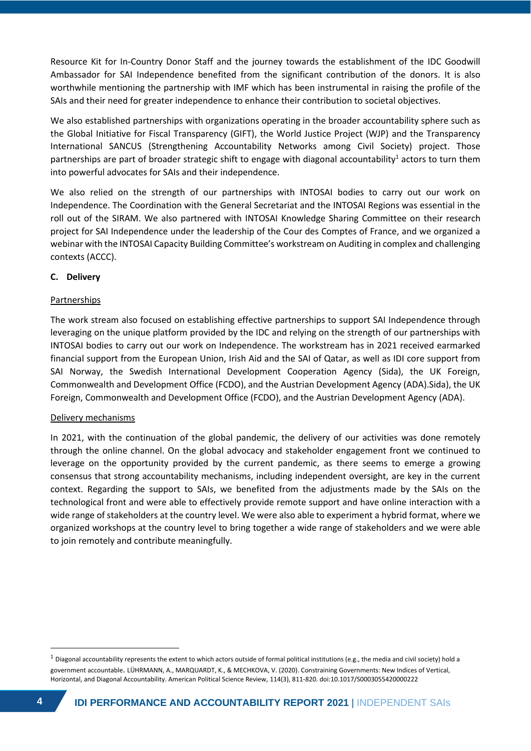Resource Kit for In-Country Donor Staff and the journey towards the establishment of the IDC Goodwill Ambassador for SAI Independence benefited from the significant contribution of the donors. It is also worthwhile mentioning the partnership with IMF which has been instrumental in raising the profile of the SAIs and their need for greater independence to enhance their contribution to societal objectives.

We also established partnerships with organizations operating in the broader accountability sphere such as the Global Initiative for Fiscal Transparency (GIFT), the World Justice Project (WJP) and the Transparency International SANCUS (Strengthening Accountability Networks among Civil Society) project. Those partnerships are part of broader strategic shift to engage with diagonal accountability[1] actors to turn them into powerful advocates for SAIs and their independence.

We also relied on the strength of our partnerships with INTOSAI bodies to carry out our work on Independence. The Coordination with the General Secretariat and the INTOSAI Regions was essential in the roll out of the SIRAM. We also partnered with INTOSAI Knowledge Sharing Committee on their research project for SAI Independence under the leadership of the Cour des Comptes of France, and we organized a webinar with the INTOSAI Capacity Building Committee's workstream on Auditing in complex and challenging contexts (ACCC).

**C. Delivery**

Partnerships

The work stream also focused on establishing effective partnerships to support SAI Independence through leveraging on the unique platform provided by the IDC and relying on the strength of our partnerships with INTOSAI bodies to carry out our work on Independence. The workstream has in 2021 received earmarked financial support from the European Union, Irish Aid and the SAI of Qatar, as well as IDI core support from SAI Norway, the Swedish International Development Cooperation Agency (Sida), the UK Foreign, Commonwealth and Development Office (FCDO), and the Austrian Development Agency (ADA).Sida), the UK Foreign, Commonwealth and Development Office (FCDO), and the Austrian Development Agency (ADA).

Delivery mechanisms

In 2021, with the continuation of the global pandemic, the delivery of our activities was done remotely through the online channel. On the global advocacy and stakeholder engagement front we continued to leverage on the opportunity provided by the current pandemic, as there seems to emerge a growing consensus that strong accountability mechanisms, including independent oversight, are key in the current context. Regarding the support to SAIs, we benefited from the adjustments made by the SAIs on the technological front and were able to effectively provide remote support and have online interaction with a wide range of stakeholders at the country level. We were also able to experiment a hybrid format, where we organized workshops at the country level to bring together a wide range of stakeholders and we were able to join remotely and contribute meaningfully.

---

[1] Diagonal accountability represents the extent to which actors outside of formal political institutions (e.g., the media and civil society) hold a government accountable. LÜHRMANN, A., MARQUARDT, K., & MECHKOVA, V. (2020). Constraining Governments: New Indices of Vertical, Horizontal, and Diagonal Accountability. American Political Science Review, 114(3), 811-820. doi:10.1017/S0003055420000222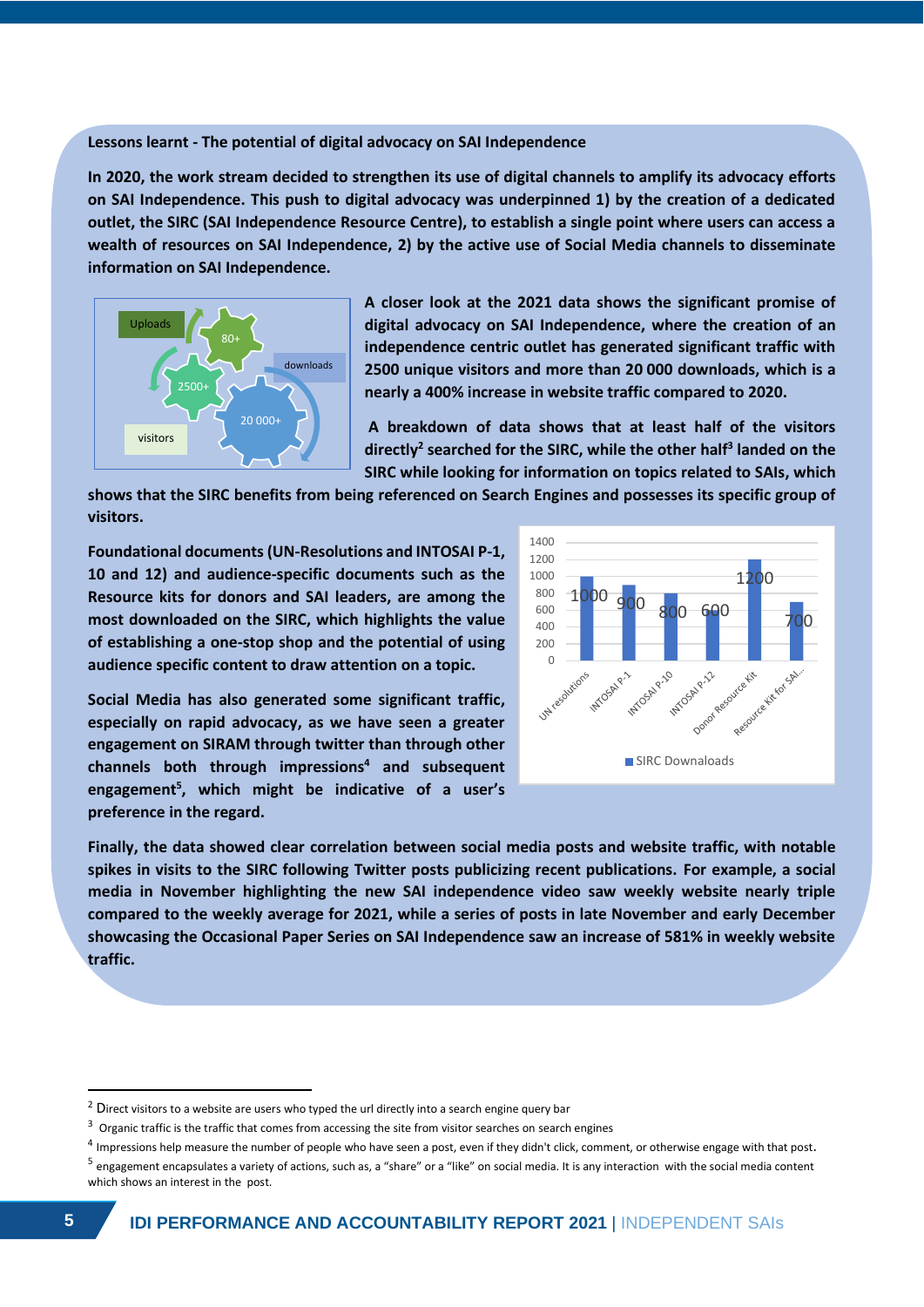**Lessons learnt - The potential of digital advocacy on SAI Independence**

**In 2020, the work stream decided to strengthen its use of digital channels to amplify its advocacy efforts on SAI Independence. This push to digital advocacy was underpinned 1) by the creation of a dedicated outlet, the SIRC (SAI Independence Resource Centre), to establish a single point where users can access a wealth of resources on SAI Independence, 2) by the active use of Social Media channels to disseminate information on SAI Independence.**

Uploads: 80+
downloads: 20 000+
visitors: 2500+

**A closer look at the 2021 data shows the significant promise of digital advocacy on SAI Independence, where the creation of an independence centric outlet has generated significant traffic with 2500 unique visitors and more than 20 000 downloads, which is a nearly a 400% increase in website traffic compared to 2020.**

**A breakdown of data shows that at least half of the visitors directly[2] searched for the SIRC, while the other half[3] landed on the SIRC while looking for information on topics related to SAIs, which shows that the SIRC benefits from being referenced on Search Engines and possesses its specific group of visitors.**

**Foundational documents (UN-Resolutions and INTOSAI P-1, 10 and 12) and audience-specific documents such as the Resource kits for donors and SAI leaders, are among the most downloaded on the SIRC, which highlights the value of establishing a one-stop shop and the potential of using audience specific content to draw attention on a topic.**

| | SIRC Downloads |
|---|---|
| UN resolutions | 1000 |
| INTOSAI P-1 | 900 |
| INTOSAI P-10 | 800 |
| INTOSAI P-12 | 600 |
| Donor Resource Kit | 1200 |
| Resource Kit for SAI... | 700 |

**Social Media has also generated some significant traffic, especially on rapid advocacy, as we have seen a greater engagement on SIRAM through twitter than through other channels both through impressions[4] and subsequent engagement[5], which might be indicative of a user's preference in the regard.**

**Finally, the data showed clear correlation between social media posts and website traffic, with notable spikes in visits to the SIRC following Twitter posts publicizing recent publications. For example, a social media in November highlighting the new SAI independence video saw weekly website nearly triple compared to the weekly average for 2021, while a series of posts in late November and early December showcasing the Occasional Paper Series on SAI Independence saw an increase of 581% in weekly website traffic.**

---

[2] Direct visitors to a website are users who typed the url directly into a search engine query bar

[3] Organic traffic is the traffic that comes from accessing the site from visitor searches on search engines

[4] Impressions help measure the number of people who have seen a post, even if they didn't click, comment, or otherwise engage with that post.

[5] engagement encapsulates a variety of actions, such as, a "share" or a "like" on social media. It is any interaction with the social media content which shows an interest in the post.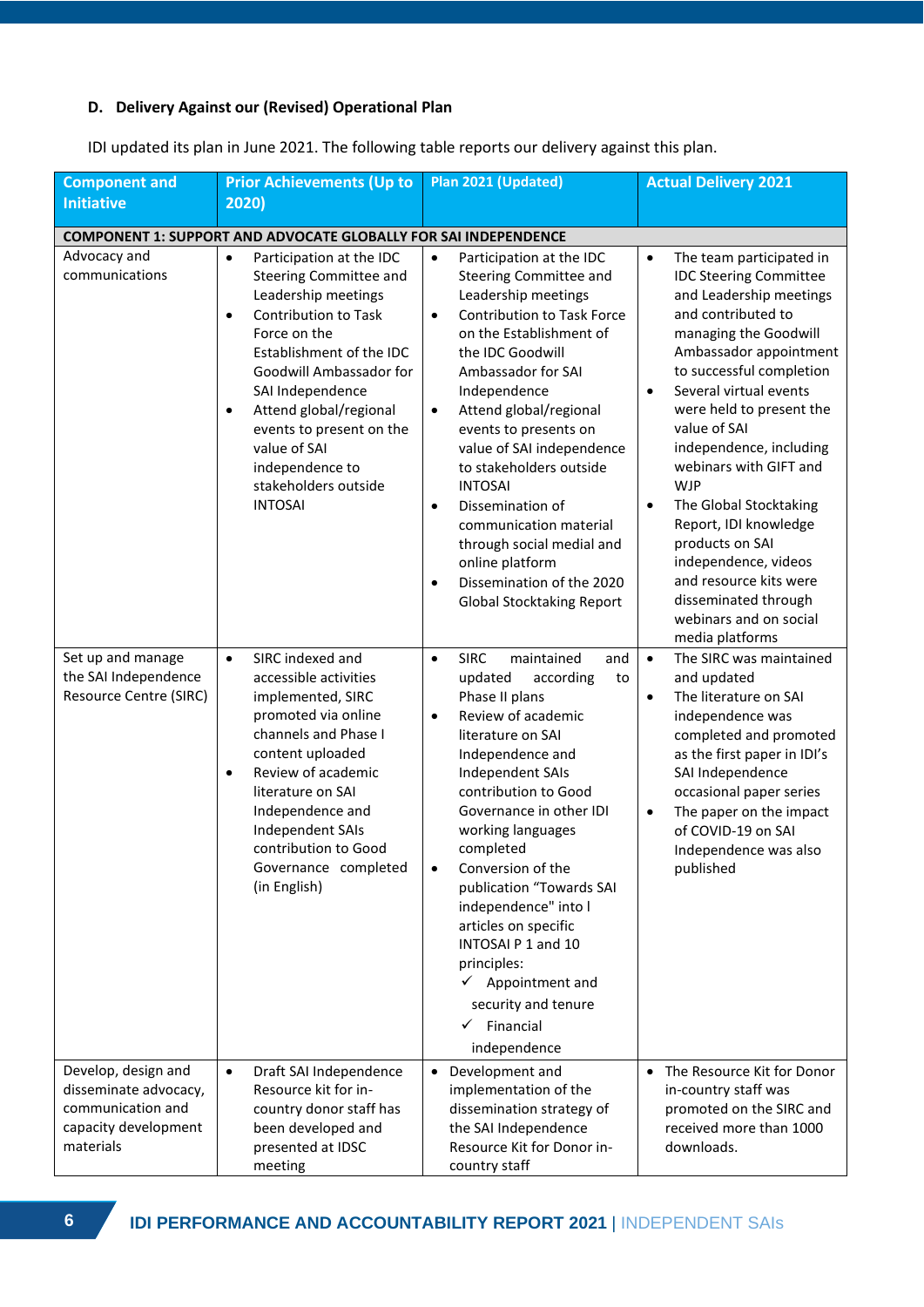### D. Delivery Against our (Revised) Operational Plan

IDI updated its plan in June 2021. The following table reports our delivery against this plan.

| Component and Initiative | Prior Achievements (Up to 2020) | Plan 2021 (Updated) | Actual Delivery 2021 |
|---|---|---|---|
| **COMPONENT 1: SUPPORT AND ADVOCATE GLOBALLY FOR SAI INDEPENDENCE** | | | |
| Advocacy and communications | • Participation at the IDC Steering Committee and Leadership meetings<br>• Contribution to Task Force on the Establishment of the IDC Goodwill Ambassador for SAI Independence<br>• Attend global/regional events to present on the value of SAI independence to stakeholders outside INTOSAI | • Participation at the IDC Steering Committee and Leadership meetings<br>• Contribution to Task Force on the Establishment of the IDC Goodwill Ambassador for SAI Independence<br>• Attend global/regional events to presents on value of SAI independence to stakeholders outside INTOSAI<br>• Dissemination of communication material through social medial and online platform<br>• Dissemination of the 2020 Global Stocktaking Report | • The team participated in IDC Steering Committee and Leadership meetings and contributed to managing the Goodwill Ambassador appointment to successful completion<br>• Several virtual events were held to present the value of SAI independence, including webinars with GIFT and WJP<br>• The Global Stocktaking Report, IDI knowledge products on SAI independence, videos and resource kits were disseminated through webinars and on social media platforms |
| Set up and manage the SAI Independence Resource Centre (SIRC) | • SIRC indexed and accessible activities implemented, SIRC promoted via online channels and Phase I content uploaded<br>• Review of academic literature on SAI Independence and Independent SAIs contribution to Good Governance completed (in English) | • SIRC maintained and updated according to Phase II plans<br>• Review of academic literature on SAI Independence and Independent SAIs contribution to Good Governance in other IDI working languages completed<br>• Conversion of the publication "Towards SAI independence" into l articles on specific INTOSAI P 1 and 10 principles:<br>✓ Appointment and security and tenure<br>✓ Financial independence | • The SIRC was maintained and updated<br>• The literature on SAI independence was completed and promoted as the first paper in IDI's SAI Independence occasional paper series<br>• The paper on the impact of COVID-19 on SAI Independence was also published |
| Develop, design and disseminate advocacy, communication and capacity development materials | • Draft SAI Independence Resource kit for in-country donor staff has been developed and presented at IDSC meeting | • Development and implementation of the dissemination strategy of the SAI Independence Resource Kit for Donor in-country staff | • The Resource Kit for Donor in-country staff was promoted on the SIRC and received more than 1000 downloads. |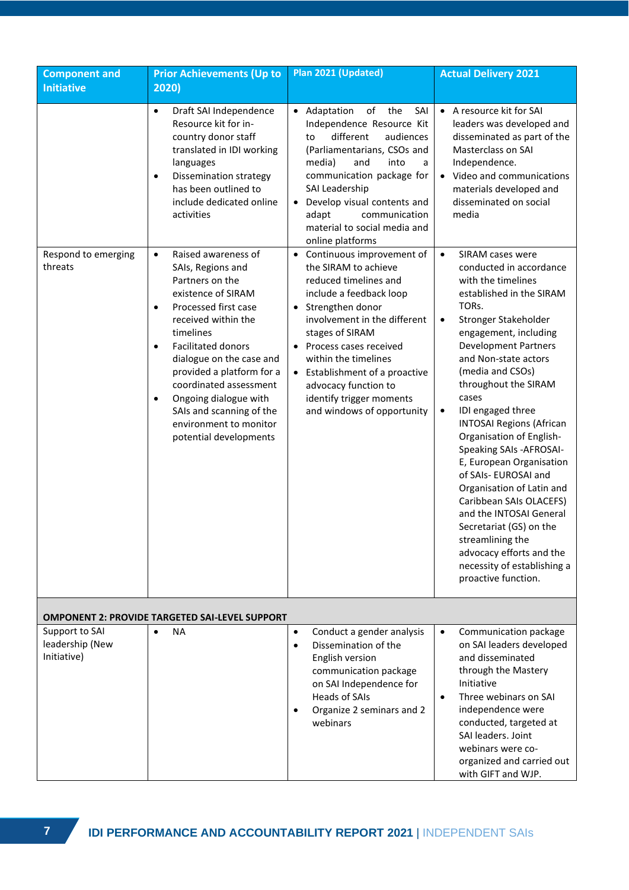| Component and Initiative | Prior Achievements (Up to 2020) | Plan 2021 (Updated) | Actual Delivery 2021 |
|---|---|---|---|
| | • Draft SAI Independence Resource kit for in-country donor staff translated in IDI working languages<br>• Dissemination strategy has been outlined to include dedicated online activities | • Adaptation of the SAI Independence Resource Kit to different audiences (Parliamentarians, CSOs and media) and into a communication package for SAI Leadership<br>• Develop visual contents and adapt communication material to social media and online platforms | • A resource kit for SAI leaders was developed and disseminated as part of the Masterclass on SAI Independence.<br>• Video and communications materials developed and disseminated on social media |
| Respond to emerging threats | • Raised awareness of SAIs, Regions and Partners on the existence of SIRAM<br>• Processed first case received within the timelines<br>• Facilitated donors dialogue on the case and provided a platform for a coordinated assessment<br>• Ongoing dialogue with SAIs and scanning of the environment to monitor potential developments | • Continuous improvement of the SIRAM to achieve reduced timelines and include a feedback loop<br>• Strengthen donor involvement in the different stages of SIRAM<br>• Process cases received within the timelines<br>• Establishment of a proactive advocacy function to identify trigger moments and windows of opportunity | • SIRAM cases were conducted in accordance with the timelines established in the SIRAM TORs.<br>• Stronger Stakeholder engagement, including Development Partners and Non-state actors (media and CSOs) throughout the SIRAM cases<br>• IDI engaged three INTOSAI Regions (African Organisation of English-Speaking SAIs -AFROSAI-E, European Organisation of SAIs- EUROSAI and Organisation of Latin and Caribbean SAIs OLACEFS) and the INTOSAI General Secretariat (GS) on the streamlining the advocacy efforts and the necessity of establishing a proactive function. |
| **OMPONENT 2: PROVIDE TARGETED SAI-LEVEL SUPPORT** | | | |
| Support to SAI leadership (New Initiative) | • NA | • Conduct a gender analysis<br>• Dissemination of the English version communication package on SAI Independence for Heads of SAIs<br>• Organize 2 seminars and 2 webinars | • Communication package on SAI leaders developed and disseminated through the Mastery Initiative<br>• Three webinars on SAI independence were conducted, targeted at SAI leaders. Joint webinars were co-organized and carried out with GIFT and WJP. |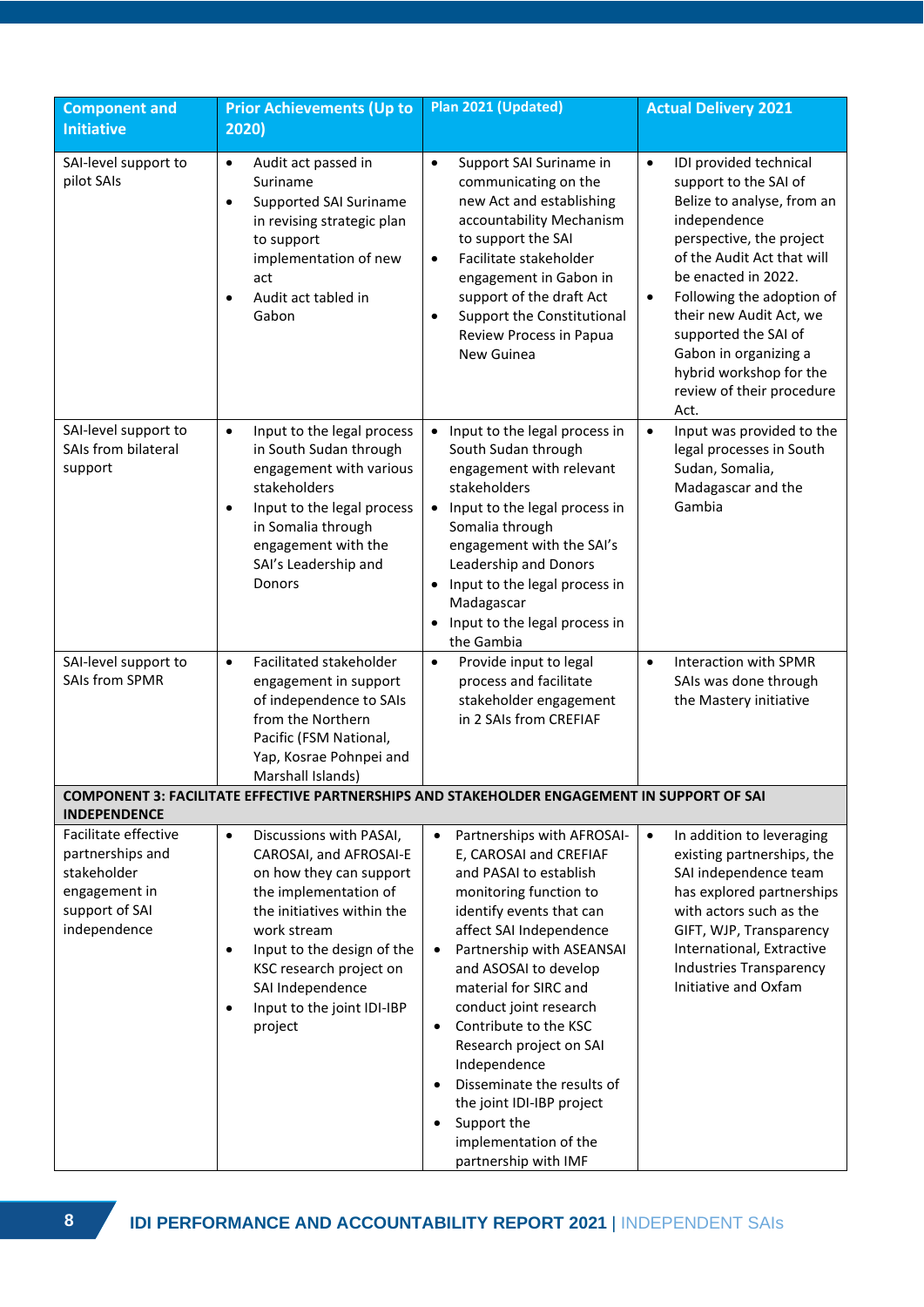| Component and Initiative | Prior Achievements (Up to 2020) | Plan 2021 (Updated) | Actual Delivery 2021 |
|---|---|---|---|
| SAI-level support to pilot SAIs | • Audit act passed in Suriname<br>• Supported SAI Suriname in revising strategic plan to support implementation of new act<br>• Audit act tabled in Gabon | • Support SAI Suriname in communicating on the new Act and establishing accountability Mechanism to support the SAI<br>• Facilitate stakeholder engagement in Gabon in support of the draft Act<br>• Support the Constitutional Review Process in Papua New Guinea | • IDI provided technical support to the SAI of Belize to analyse, from an independence perspective, the project of the Audit Act that will be enacted in 2022.<br>• Following the adoption of their new Audit Act, we supported the SAI of Gabon in organizing a hybrid workshop for the review of their procedure Act. |
| SAI-level support to SAIs from bilateral support | • Input to the legal process in South Sudan through engagement with various stakeholders<br>• Input to the legal process in Somalia through engagement with the SAI's Leadership and Donors | • Input to the legal process in South Sudan through engagement with relevant stakeholders<br>• Input to the legal process in Somalia through engagement with the SAI's Leadership and Donors<br>• Input to the legal process in Madagascar<br>• Input to the legal process in the Gambia | • Input was provided to the legal processes in South Sudan, Somalia, Madagascar and the Gambia |
| SAI-level support to SAIs from SPMR | • Facilitated stakeholder engagement in support of independence to SAIs from the Northern Pacific (FSM National, Yap, Kosrae Pohnpei and Marshall Islands) | • Provide input to legal process and facilitate stakeholder engagement in 2 SAIs from CREFIAF | • Interaction with SPMR SAIs was done through the Mastery initiative |
| **COMPONENT 3: FACILITATE EFFECTIVE PARTNERSHIPS AND STAKEHOLDER ENGAGEMENT IN SUPPORT OF SAI INDEPENDENCE** | | | |
| Facilitate effective partnerships and stakeholder engagement in support of SAI independence | • Discussions with PASAI, CAROSAI, and AFROSAI-E on how they can support the implementation of the initiatives within the work stream<br>• Input to the design of the KSC research project on SAI Independence<br>• Input to the joint IDI-IBP project | • Partnerships with AFROSAI-E, CAROSAI and CREFIAF and PASAI to establish monitoring function to identify events that can affect SAI Independence<br>• Partnership with ASEANSAI and ASOSAI to develop material for SIRC and conduct joint research<br>• Contribute to the KSC Research project on SAI Independence<br>• Disseminate the results of the joint IDI-IBP project<br>• Support the implementation of the partnership with IMF | • In addition to leveraging existing partnerships, the SAI independence team has explored partnerships with actors such as the GIFT, WJP, Transparency International, Extractive Industries Transparency Initiative and Oxfam |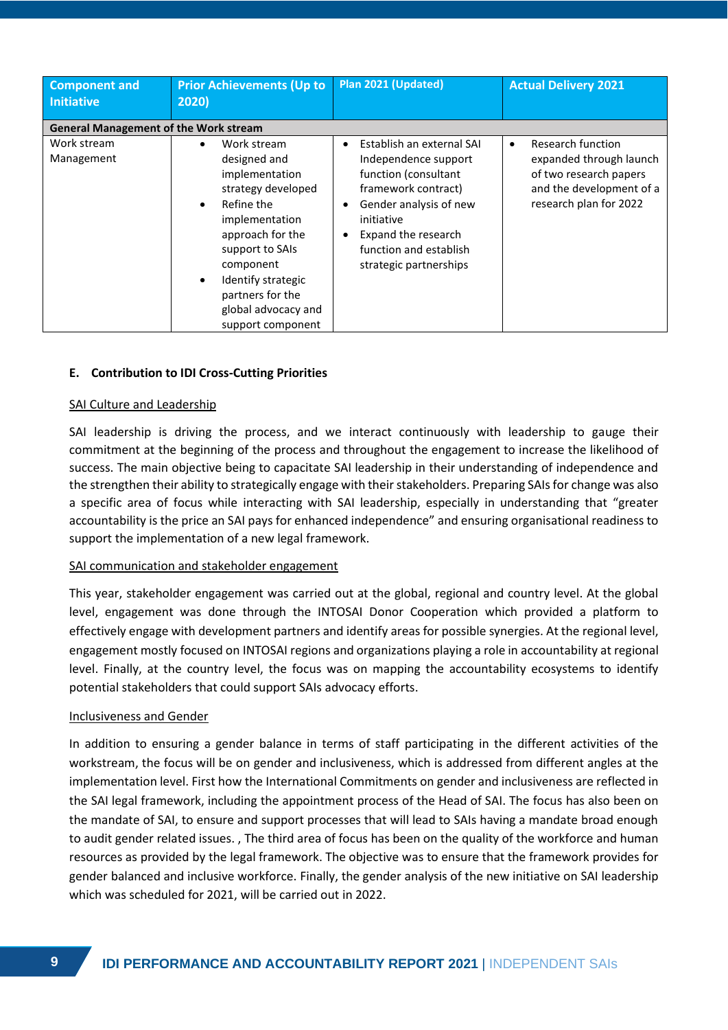| Component and Initiative | Prior Achievements (Up to 2020) | Plan 2021 (Updated) | Actual Delivery 2021 |
|---|---|---|---|
| **General Management of the Work stream** | | | |
| Work stream Management | • Work stream designed and implementation strategy developed<br>• Refine the implementation approach for the support to SAIs component<br>• Identify strategic partners for the global advocacy and support component | • Establish an external SAI Independence support function (consultant framework contract)<br>• Gender analysis of new initiative<br>• Expand the research function and establish strategic partnerships | • Research function expanded through launch of two research papers and the development of a research plan for 2022 |

### E. Contribution to IDI Cross-Cutting Priorities

<u>SAI Culture and Leadership</u>

SAI leadership is driving the process, and we interact continuously with leadership to gauge their commitment at the beginning of the process and throughout the engagement to increase the likelihood of success. The main objective being to capacitate SAI leadership in their understanding of independence and the strengthen their ability to strategically engage with their stakeholders. Preparing SAIs for change was also a specific area of focus while interacting with SAI leadership, especially in understanding that "greater accountability is the price an SAI pays for enhanced independence" and ensuring organisational readiness to support the implementation of a new legal framework.

<u>SAI communication and stakeholder engagement</u>

This year, stakeholder engagement was carried out at the global, regional and country level. At the global level, engagement was done through the INTOSAI Donor Cooperation which provided a platform to effectively engage with development partners and identify areas for possible synergies. At the regional level, engagement mostly focused on INTOSAI regions and organizations playing a role in accountability at regional level. Finally, at the country level, the focus was on mapping the accountability ecosystems to identify potential stakeholders that could support SAIs advocacy efforts.

<u>Inclusiveness and Gender</u>

In addition to ensuring a gender balance in terms of staff participating in the different activities of the workstream, the focus will be on gender and inclusiveness, which is addressed from different angles at the implementation level. First how the International Commitments on gender and inclusiveness are reflected in the SAI legal framework, including the appointment process of the Head of SAI. The focus has also been on the mandate of SAI, to ensure and support processes that will lead to SAIs having a mandate broad enough to audit gender related issues. , The third area of focus has been on the quality of the workforce and human resources as provided by the legal framework. The objective was to ensure that the framework provides for gender balanced and inclusive workforce. Finally, the gender analysis of the new initiative on SAI leadership which was scheduled for 2021, will be carried out in 2022.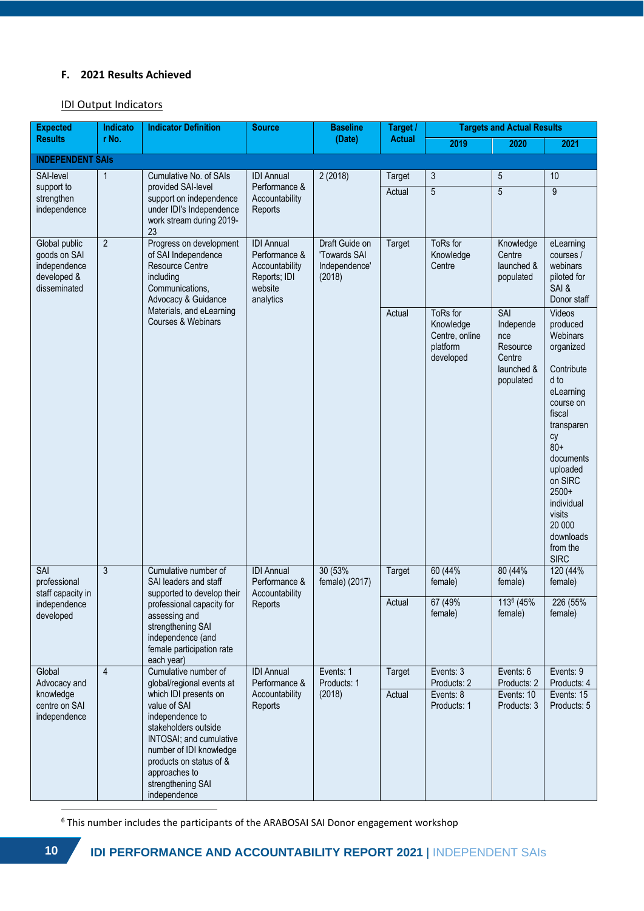### F. 2021 Results Achieved

IDI Output Indicators

| Expected Results | Indicator No. | Indicator Definition | Source | Baseline (Date) | Target / Actual | Targets and Actual Results | | |
|---|---|---|---|---|---|---|---|---|
| | | | | | | 2019 | 2020 | 2021 |
| **INDEPENDENT SAIs** | | | | | | | | |
| SAI-level support to strengthen independence | 1 | Cumulative No. of SAIs provided SAI-level support on independence under IDI's Independence work stream during 2019-23 | IDI Annual Performance & Accountability Reports | 2 (2018) | Target | 3 | 5 | 10 |
| | | | | | Actual | 5 | 5 | 9 |
| Global public goods on SAI independence developed & disseminated | 2 | Progress on development of SAI Independence Resource Centre including Communications, Advocacy & Guidance Materials, and eLearning Courses & Webinars | IDI Annual Performance & Accountability Reports; IDI website analytics | Draft Guide on 'Towards SAI Independence' (2018) | Target | ToRs for Knowledge Centre | Knowledge Centre launched & populated | eLearning courses / webinars piloted for SAI & Donor staff |
| | | | | | Actual | ToRs for Knowledge Centre, online platform developed | SAI Independence Resource Centre launched & populated | Videos produced Webinars organized<br><br>Contributed to eLearning course on fiscal transparency<br>80+ documents uploaded on SIRC<br>2500+ individual visits<br>20 000 downloads from the SIRC |
| SAI professional staff capacity in independence developed | 3 | Cumulative number of SAI leaders and staff supported to develop their professional capacity for assessing and strengthening SAI independence (and female participation rate each year) | IDI Annual Performance & Accountability Reports | 30 (53% female) (2017) | Target | 60 (44% female) | 80 (44% female) | 120 (44% female) |
| | | | | | Actual | 67 (49% female) | 113[6] (45% female) | 226 (55% female) |
| Global Advocacy and knowledge centre on SAI independence | 4 | Cumulative number of global/regional events at which IDI presents on value of SAI independence to stakeholders outside INTOSAI; and cumulative number of IDI knowledge products on status of & approaches to strengthening SAI independence | IDI Annual Performance & Accountability Reports | Events: 1<br>Products: 1<br>(2018) | Target | Events: 3<br>Products: 2 | Events: 6<br>Products: 2 | Events: 9<br>Products: 4 |
| | | | | | Actual | Events: 8<br>Products: 1 | Events: 10<br>Products: 3 | Events: 15<br>Products: 5 |

[6] This number includes the participants of the ARABOSAI SAI Donor engagement workshop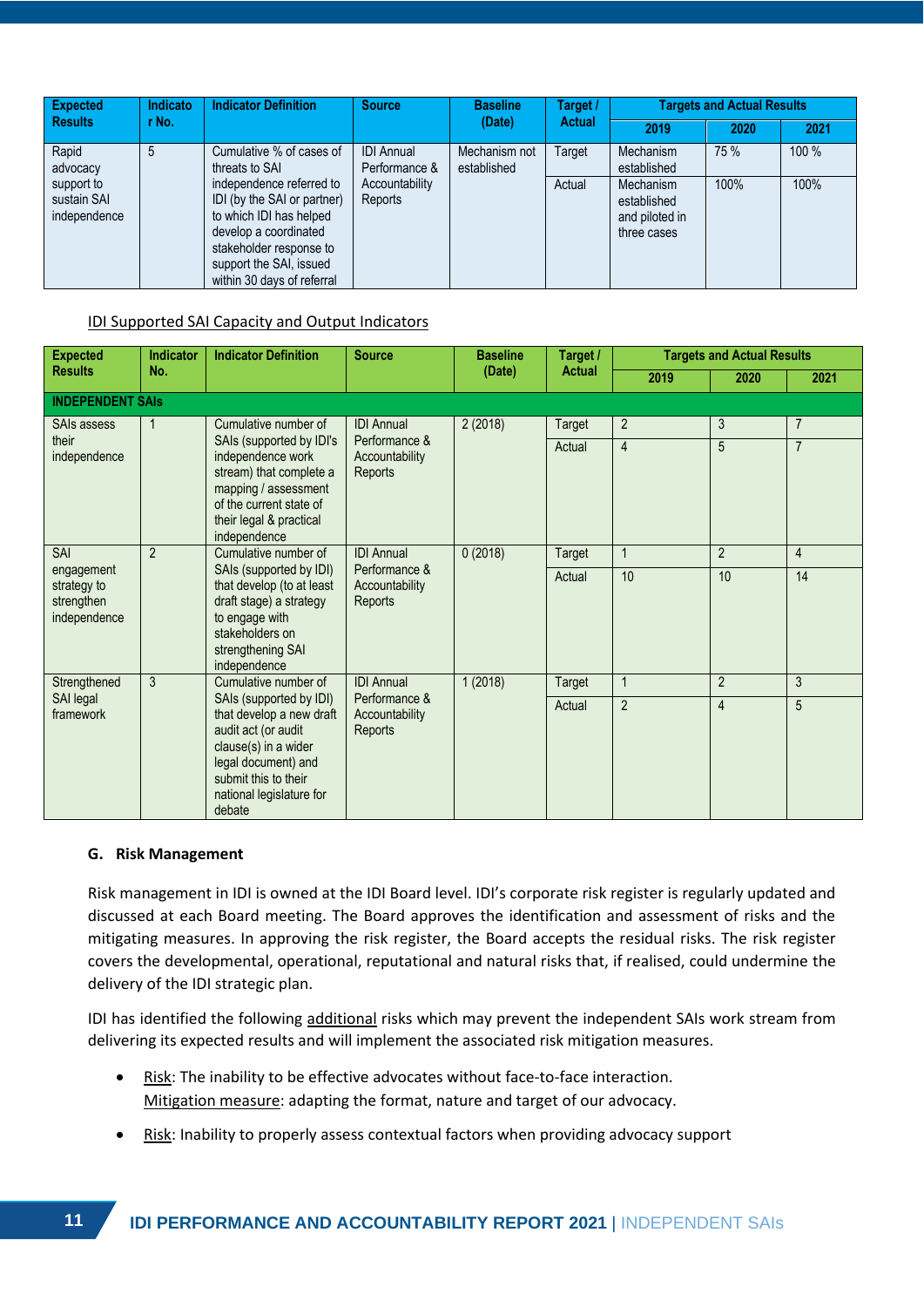| Expected Results | Indicator No. | Indicator Definition | Source | Baseline (Date) | Target / Actual | Targets and Actual Results | | |
|---|---|---|---|---|---|---|---|---|
| | | | | | | 2019 | 2020 | 2021 |
| Rapid advocacy support to sustain SAI independence | 5 | Cumulative % of cases of threats to SAI independence referred to IDI (by the SAI or partner) to which IDI has helped develop a coordinated stakeholder response to support the SAI, issued within 30 days of referral | IDI Annual Performance & Accountability Reports | Mechanism not established | Target | Mechanism established | 75 % | 100 % |
| | | | | | Actual | Mechanism established and piloted in three cases | 100% | 100% |

IDI Supported SAI Capacity and Output Indicators

| Expected Results | Indicator No. | Indicator Definition | Source | Baseline (Date) | Target / Actual | Targets and Actual Results | | |
|---|---|---|---|---|---|---|---|---|
| | | | | | | 2019 | 2020 | 2021 |
| **INDEPENDENT SAIs** | | | | | | | | |
| SAIs assess their independence | 1 | Cumulative number of SAIs (supported by IDI's independence work stream) that complete a mapping / assessment of the current state of their legal & practical independence | IDI Annual Performance & Accountability Reports | 2 (2018) | Target | 2 | 3 | 7 |
| | | | | | Actual | 4 | 5 | 7 |
| SAI engagement strategy to strengthen independence | 2 | Cumulative number of SAIs (supported by IDI) that develop (to at least draft stage) a strategy to engage with stakeholders on strengthening SAI independence | IDI Annual Performance & Accountability Reports | 0 (2018) | Target | 1 | 2 | 4 |
| | | | | | Actual | 10 | 10 | 14 |
| Strengthened SAI legal framework | 3 | Cumulative number of SAIs (supported by IDI) that develop a new draft audit act (or audit clause(s) in a wider legal document) and submit this to their national legislature for debate | IDI Annual Performance & Accountability Reports | 1 (2018) | Target | 1 | 2 | 3 |
| | | | | | Actual | 2 | 4 | 5 |

### G. Risk Management

Risk management in IDI is owned at the IDI Board level. IDI's corporate risk register is regularly updated and discussed at each Board meeting. The Board approves the identification and assessment of risks and the mitigating measures. In approving the risk register, the Board accepts the residual risks. The risk register covers the developmental, operational, reputational and natural risks that, if realised, could undermine the delivery of the IDI strategic plan.

IDI has identified the following additional risks which may prevent the independent SAIs work stream from delivering its expected results and will implement the associated risk mitigation measures.

- Risk: The inability to be effective advocates without face-to-face interaction.
  Mitigation measure: adapting the format, nature and target of our advocacy.
- Risk: Inability to properly assess contextual factors when providing advocacy support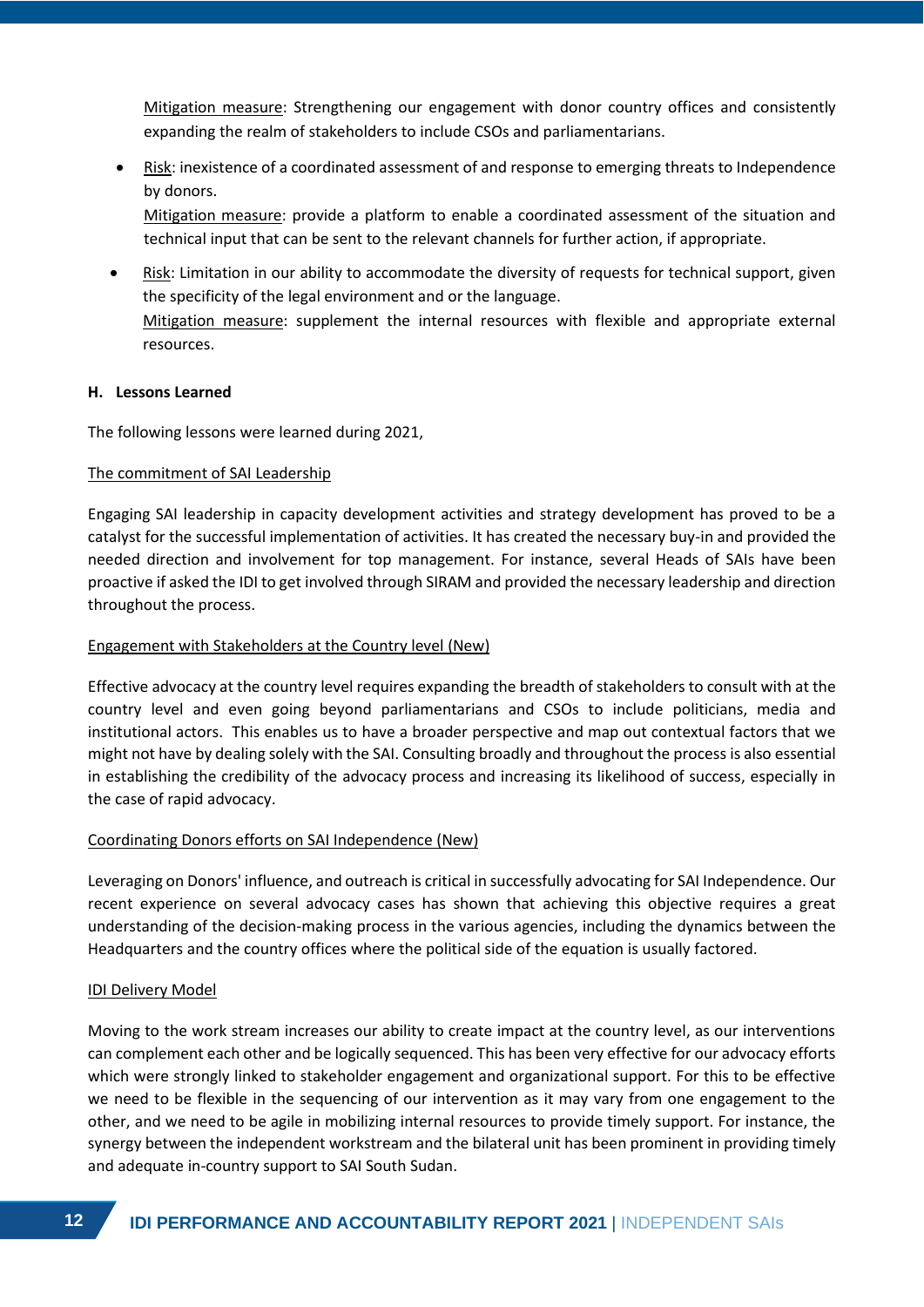Mitigation measure: Strengthening our engagement with donor country offices and consistently expanding the realm of stakeholders to include CSOs and parliamentarians.

- Risk: inexistence of a coordinated assessment of and response to emerging threats to Independence by donors.
  Mitigation measure: provide a platform to enable a coordinated assessment of the situation and technical input that can be sent to the relevant channels for further action, if appropriate.

- Risk: Limitation in our ability to accommodate the diversity of requests for technical support, given the specificity of the legal environment and or the language.
  Mitigation measure: supplement the internal resources with flexible and appropriate external resources.

**H. Lessons Learned**

The following lessons were learned during 2021,

The commitment of SAI Leadership

Engaging SAI leadership in capacity development activities and strategy development has proved to be a catalyst for the successful implementation of activities. It has created the necessary buy-in and provided the needed direction and involvement for top management. For instance, several Heads of SAIs have been proactive if asked the IDI to get involved through SIRAM and provided the necessary leadership and direction throughout the process.

Engagement with Stakeholders at the Country level (New)

Effective advocacy at the country level requires expanding the breadth of stakeholders to consult with at the country level and even going beyond parliamentarians and CSOs to include politicians, media and institutional actors. This enables us to have a broader perspective and map out contextual factors that we might not have by dealing solely with the SAI. Consulting broadly and throughout the process is also essential in establishing the credibility of the advocacy process and increasing its likelihood of success, especially in the case of rapid advocacy.

Coordinating Donors efforts on SAI Independence (New)

Leveraging on Donors' influence, and outreach is critical in successfully advocating for SAI Independence. Our recent experience on several advocacy cases has shown that achieving this objective requires a great understanding of the decision-making process in the various agencies, including the dynamics between the Headquarters and the country offices where the political side of the equation is usually factored.

IDI Delivery Model

Moving to the work stream increases our ability to create impact at the country level, as our interventions can complement each other and be logically sequenced. This has been very effective for our advocacy efforts which were strongly linked to stakeholder engagement and organizational support. For this to be effective we need to be flexible in the sequencing of our intervention as it may vary from one engagement to the other, and we need to be agile in mobilizing internal resources to provide timely support. For instance, the synergy between the independent workstream and the bilateral unit has been prominent in providing timely and adequate in-country support to SAI South Sudan.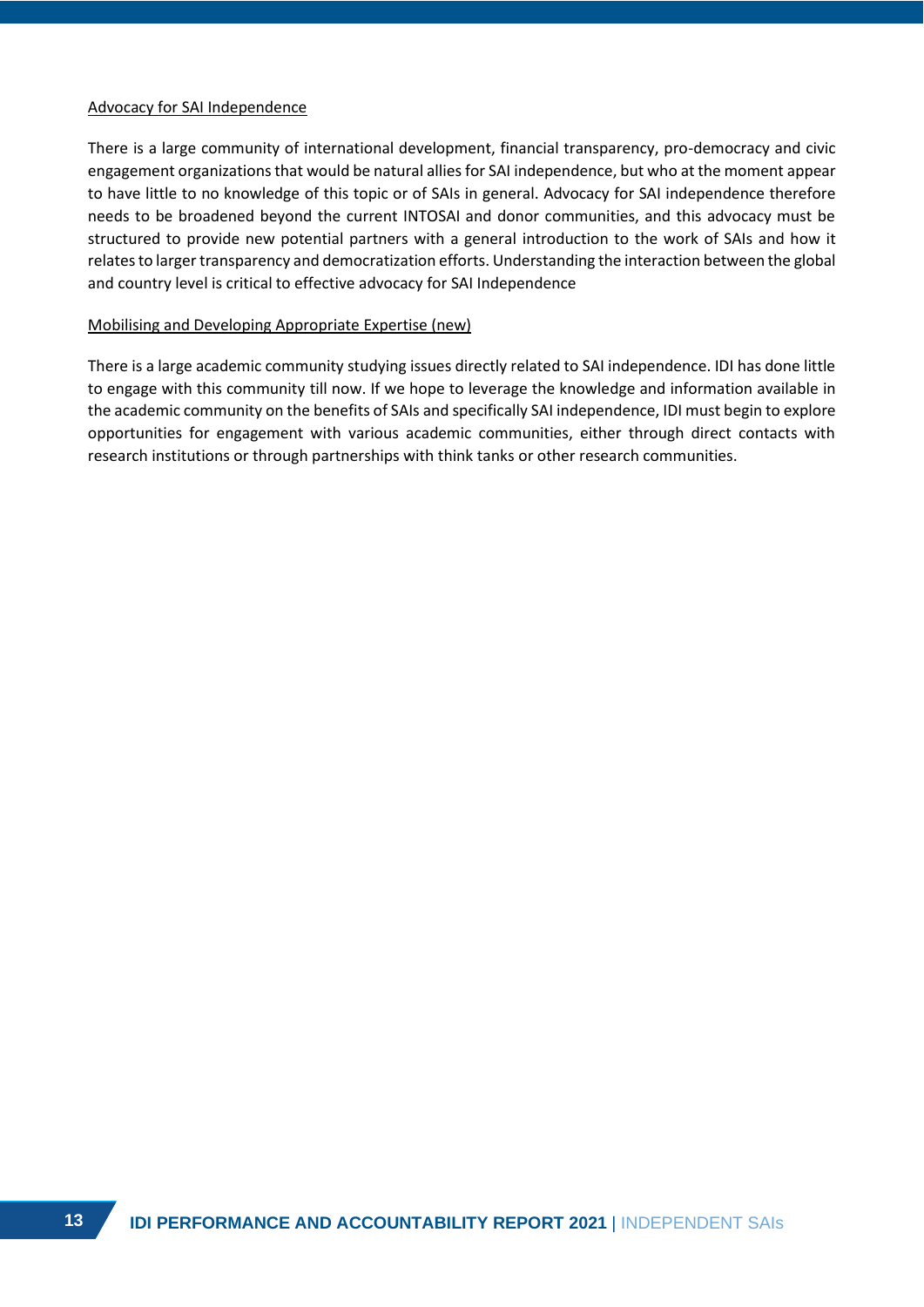<u>Advocacy for SAI Independence</u>

There is a large community of international development, financial transparency, pro-democracy and civic engagement organizations that would be natural allies for SAI independence, but who at the moment appear to have little to no knowledge of this topic or of SAIs in general. Advocacy for SAI independence therefore needs to be broadened beyond the current INTOSAI and donor communities, and this advocacy must be structured to provide new potential partners with a general introduction to the work of SAIs and how it relates to larger transparency and democratization efforts. Understanding the interaction between the global and country level is critical to effective advocacy for SAI Independence

<u>Mobilising and Developing Appropriate Expertise (new)</u>

There is a large academic community studying issues directly related to SAI independence. IDI has done little to engage with this community till now. If we hope to leverage the knowledge and information available in the academic community on the benefits of SAIs and specifically SAI independence, IDI must begin to explore opportunities for engagement with various academic communities, either through direct contacts with research institutions or through partnerships with think tanks or other research communities.